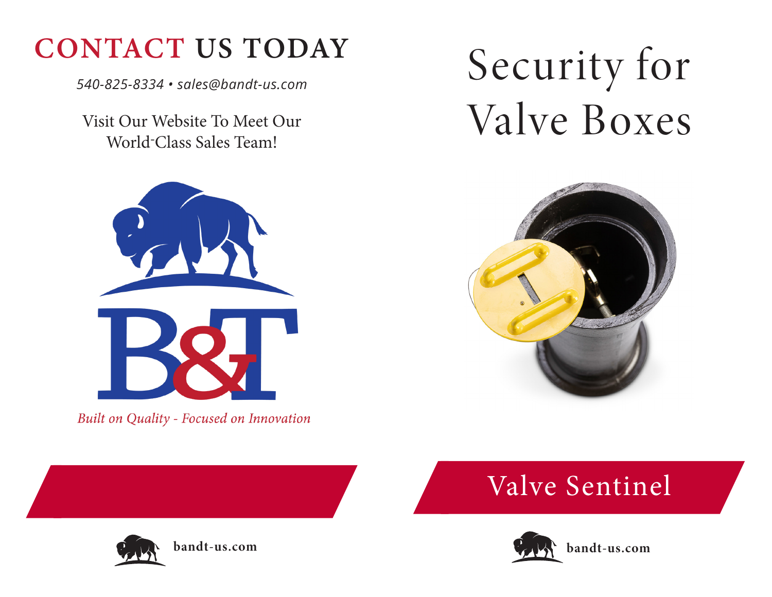# CONTACT US TODAY

*540-825-8334 • sales@bandt-us.com*

Visit Our Website To Meet Our World-Class Sales Team!

B&T

*Built on Quality - Focused on Innovation*

**bandt-us.com**

# Security for Valve Boxes

## Valve Sentinel

**bandt-us.com**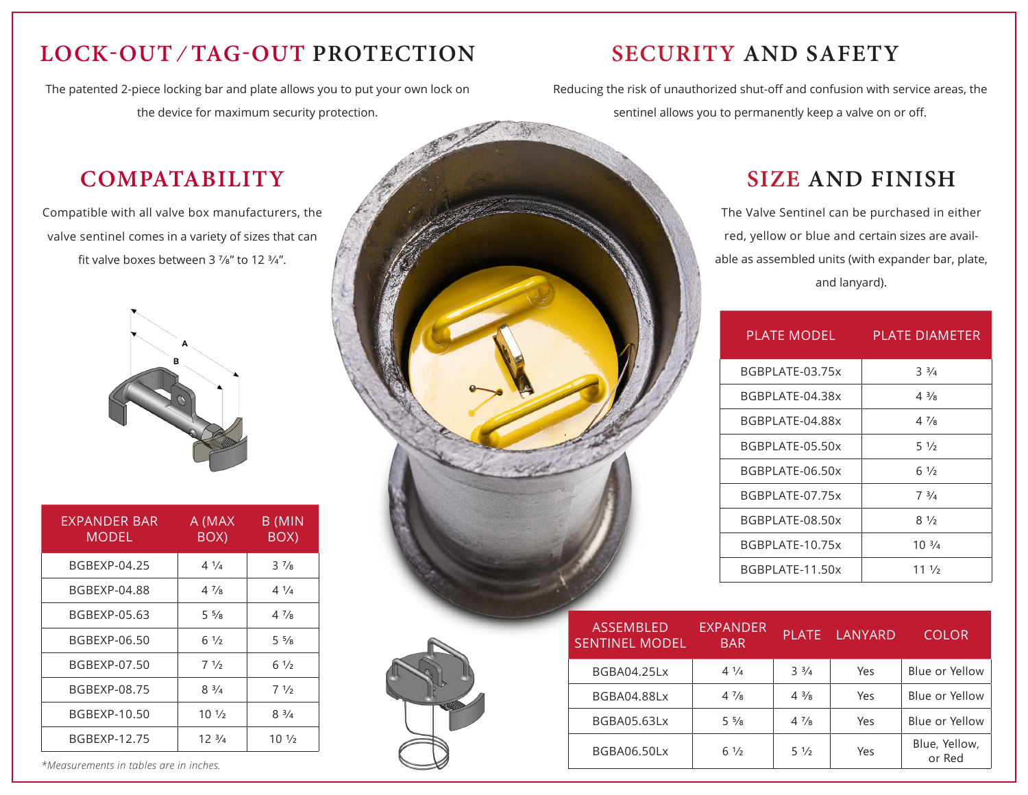## LOCK-OUT / TAG-OUT PROTECTION

The patented 2-piece locking bar and plate allows you to put your own lock on the device for maximum security protection.

## COMPATABILITY

Compatible with all valve box manufacturers, the valve sentinel comes in a variety of sizes that can fit valve boxes between 3 ⅞" to 12 ¾".

A

B

| EXPANDER BAR MODEL | A (MAX BOX) | B (MIN BOX) |
|---|---|---|
| BGBEXP-04.25 | 4 ¼ | 3 ⅞ |
| BGBEXP-04.88 | 4 ⅞ | 4 ¼ |
| BGBEXP-05.63 | 5 ⅝ | 4 ⅞ |
| BGBEXP-06.50 | 6 ½ | 5 ⅝ |
| BGBEXP-07.50 | 7 ½ | 6 ½ |
| BGBEXP-08.75 | 8 ¾ | 7 ½ |
| BGBEXP-10.50 | 10 ½ | 8 ¾ |
| BGBEXP-12.75 | 12 ¾ | 10 ½ |

*Measurements in tables are in inches.*

## SECURITY AND SAFETY

Reducing the risk of unauthorized shut-off and confusion with service areas, the sentinel allows you to permanently keep a valve on or off.

## SIZE AND FINISH

The Valve Sentinel can be purchased in either red, yellow or blue and certain sizes are available as assembled units (with expander bar, plate, and lanyard).

| PLATE MODEL | PLATE DIAMETER |
|---|---|
| BGBPLATE-03.75x | 3 ¾ |
| BGBPLATE-04.38x | 4 ⅜ |
| BGBPLATE-04.88x | 4 ⅞ |
| BGBPLATE-05.50x | 5 ½ |
| BGBPLATE-06.50x | 6 ½ |
| BGBPLATE-07.75x | 7 ¾ |
| BGBPLATE-08.50x | 8 ½ |
| BGBPLATE-10.75x | 10 ¾ |
| BGBPLATE-11.50x | 11 ½ |

| ASSEMBLED SENTINEL MODEL | EXPANDER BAR | PLATE | LANYARD | COLOR |
|---|---|---|---|---|
| BGBA04.25Lx | 4 ¼ | 3 ¾ | Yes | Blue or Yellow |
| BGBA04.88Lx | 4 ⅞ | 4 ⅜ | Yes | Blue or Yellow |
| BGBA05.63Lx | 5 ⅝ | 4 ⅞ | Yes | Blue or Yellow |
| BGBA06.50Lx | 6 ½ | 5 ½ | Yes | Blue, Yellow, or Red |